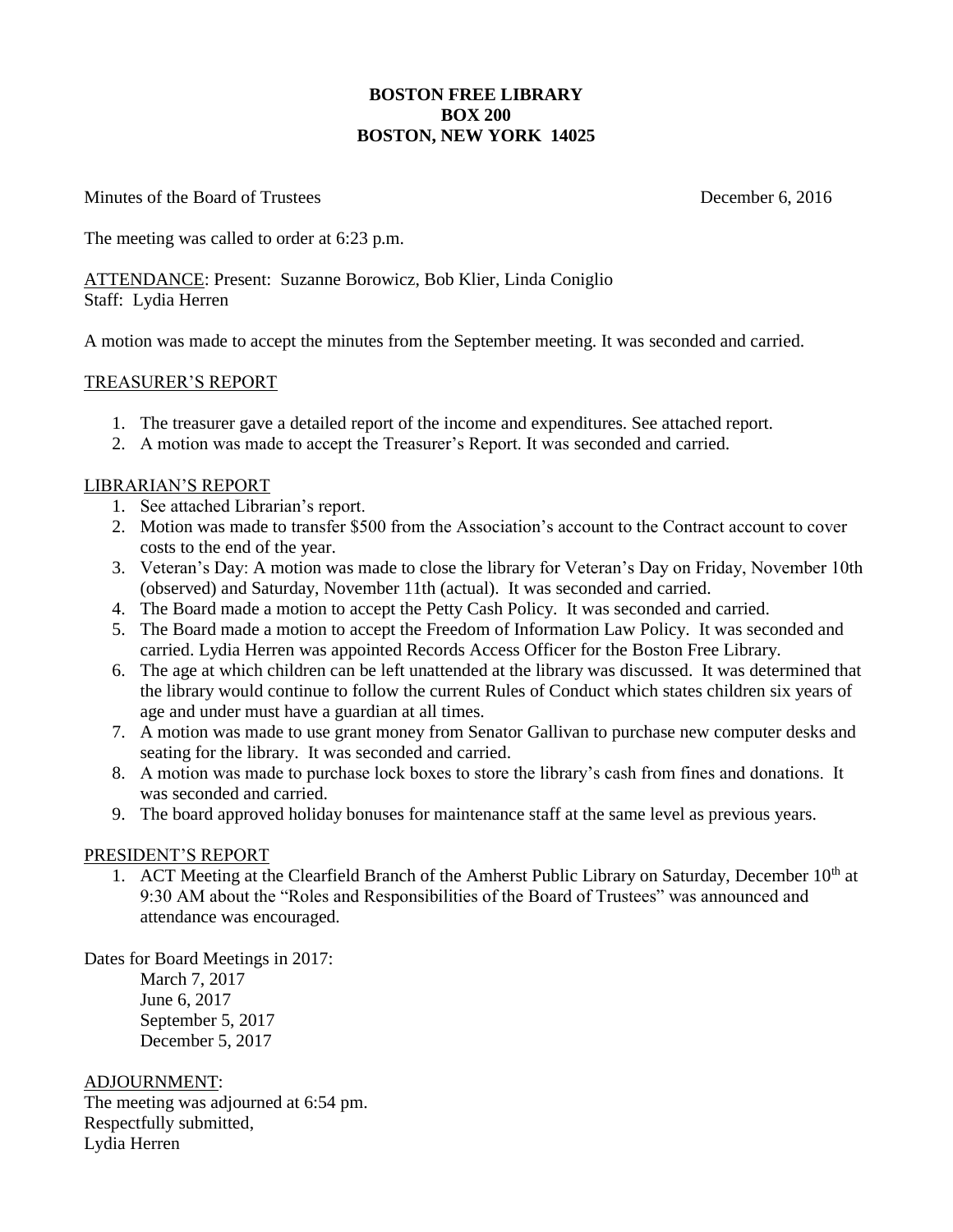**BOSTON FREE LIBRARY**
**BOX 200**
**BOSTON, NEW YORK 14025**

Minutes of the Board of Trustees December 6, 2016

The meeting was called to order at 6:23 p.m.

ATTENDANCE: Present: Suzanne Borowicz, Bob Klier, Linda Coniglio
Staff: Lydia Herren

A motion was made to accept the minutes from the September meeting. It was seconded and carried.

## TREASURER'S REPORT

1. The treasurer gave a detailed report of the income and expenditures. See attached report.
2. A motion was made to accept the Treasurer's Report. It was seconded and carried.

## LIBRARIAN'S REPORT

1. See attached Librarian's report.
2. Motion was made to transfer $500 from the Association's account to the Contract account to cover costs to the end of the year.
3. Veteran's Day: A motion was made to close the library for Veteran's Day on Friday, November 10th (observed) and Saturday, November 11th (actual). It was seconded and carried.
4. The Board made a motion to accept the Petty Cash Policy. It was seconded and carried.
5. The Board made a motion to accept the Freedom of Information Law Policy. It was seconded and carried. Lydia Herren was appointed Records Access Officer for the Boston Free Library.
6. The age at which children can be left unattended at the library was discussed. It was determined that the library would continue to follow the current Rules of Conduct which states children six years of age and under must have a guardian at all times.
7. A motion was made to use grant money from Senator Gallivan to purchase new computer desks and seating for the library. It was seconded and carried.
8. A motion was made to purchase lock boxes to store the library's cash from fines and donations. It was seconded and carried.
9. The board approved holiday bonuses for maintenance staff at the same level as previous years.

## PRESIDENT'S REPORT

1. ACT Meeting at the Clearfield Branch of the Amherst Public Library on Saturday, December 10th at 9:30 AM about the "Roles and Responsibilities of the Board of Trustees" was announced and attendance was encouraged.

Dates for Board Meetings in 2017:

- March 7, 2017
- June 6, 2017
- September 5, 2017
- December 5, 2017

## ADJOURNMENT:

The meeting was adjourned at 6:54 pm.
Respectfully submitted,
Lydia Herren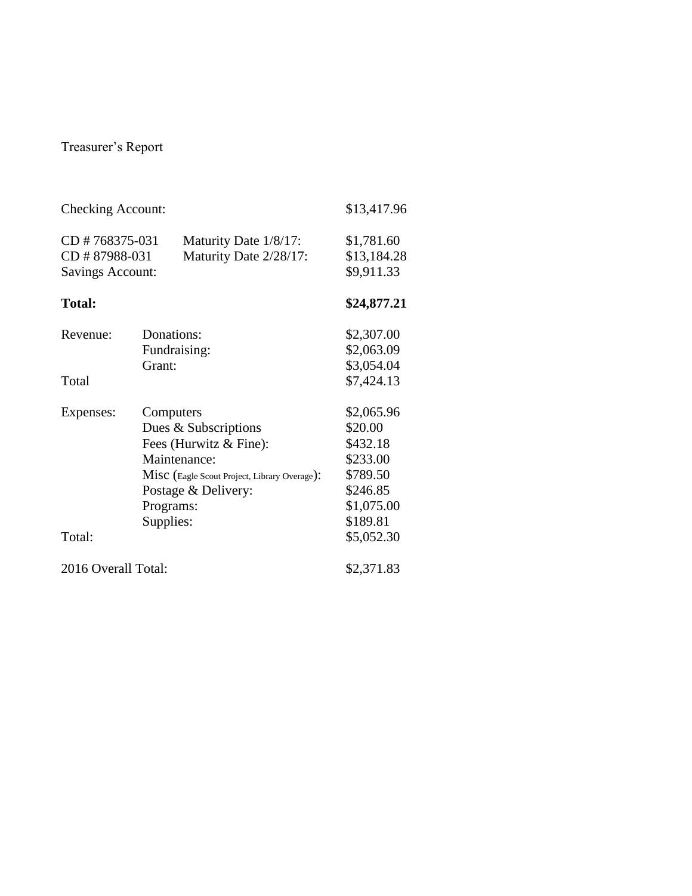Treasurer's Report

| | | |
|---|---|---|
| Checking Account: | | $13,417.96 |
| CD # 768375-031 | Maturity Date 1/8/17: | $1,781.60 |
| CD # 87988-031 | Maturity Date 2/28/17: | $13,184.28 |
| Savings Account: | | $9,911.33 |
| **Total:** | | **$24,877.21** |
| Revenue: | Donations: | $2,307.00 |
| | Fundraising: | $2,063.09 |
| | Grant: | $3,054.04 |
| Total | | $7,424.13 |
| Expenses: | Computers | $2,065.96 |
| | Dues & Subscriptions | $20.00 |
| | Fees (Hurwitz & Fine): | $432.18 |
| | Maintenance: | $233.00 |
| | Misc (Eagle Scout Project, Library Overage): | $789.50 |
| | Postage & Delivery: | $246.85 |
| | Programs: | $1,075.00 |
| | Supplies: | $189.81 |
| Total: | | $5,052.30 |
| 2016 Overall Total: | | $2,371.83 |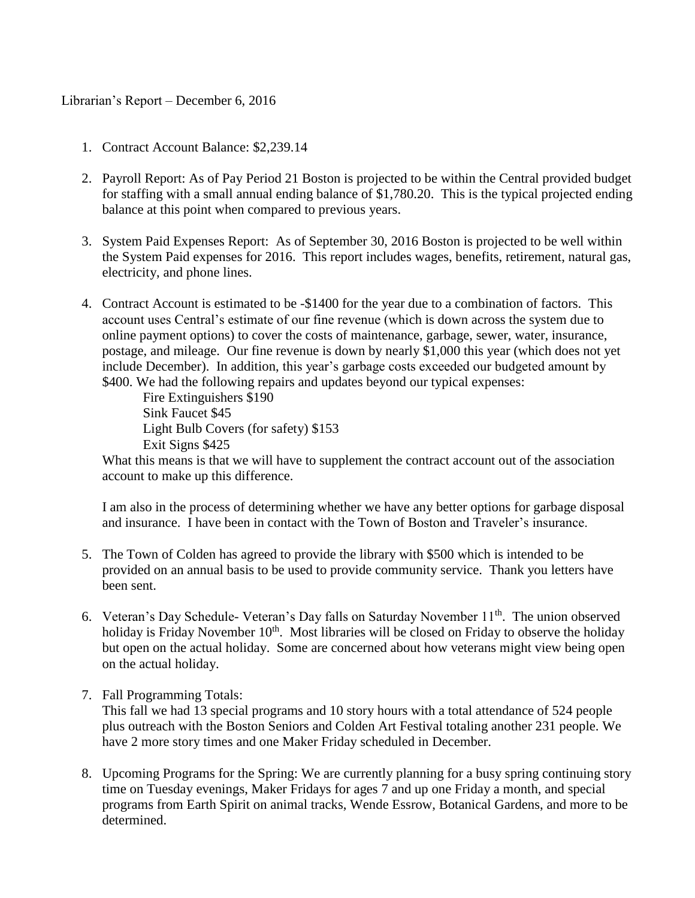Librarian's Report – December 6, 2016

1. Contract Account Balance: $2,239.14

2. Payroll Report: As of Pay Period 21 Boston is projected to be within the Central provided budget for staffing with a small annual ending balance of $1,780.20. This is the typical projected ending balance at this point when compared to previous years.

3. System Paid Expenses Report: As of September 30, 2016 Boston is projected to be well within the System Paid expenses for 2016. This report includes wages, benefits, retirement, natural gas, electricity, and phone lines.

4. Contract Account is estimated to be -$1400 for the year due to a combination of factors. This account uses Central's estimate of our fine revenue (which is down across the system due to online payment options) to cover the costs of maintenance, garbage, sewer, water, insurance, postage, and mileage. Our fine revenue is down by nearly $1,000 this year (which does not yet include December). In addition, this year's garbage costs exceeded our budgeted amount by $400. We had the following repairs and updates beyond our typical expenses:

   Fire Extinguishers $190
   Sink Faucet $45
   Light Bulb Covers (for safety) $153
   Exit Signs $425

   What this means is that we will have to supplement the contract account out of the association account to make up this difference.

   I am also in the process of determining whether we have any better options for garbage disposal and insurance. I have been in contact with the Town of Boston and Traveler's insurance.

5. The Town of Colden has agreed to provide the library with $500 which is intended to be provided on an annual basis to be used to provide community service. Thank you letters have been sent.

6. Veteran's Day Schedule- Veteran's Day falls on Saturday November 11th. The union observed holiday is Friday November 10th. Most libraries will be closed on Friday to observe the holiday but open on the actual holiday. Some are concerned about how veterans might view being open on the actual holiday.

7. Fall Programming Totals:
   This fall we had 13 special programs and 10 story hours with a total attendance of 524 people plus outreach with the Boston Seniors and Colden Art Festival totaling another 231 people. We have 2 more story times and one Maker Friday scheduled in December.

8. Upcoming Programs for the Spring: We are currently planning for a busy spring continuing story time on Tuesday evenings, Maker Fridays for ages 7 and up one Friday a month, and special programs from Earth Spirit on animal tracks, Wende Essrow, Botanical Gardens, and more to be determined.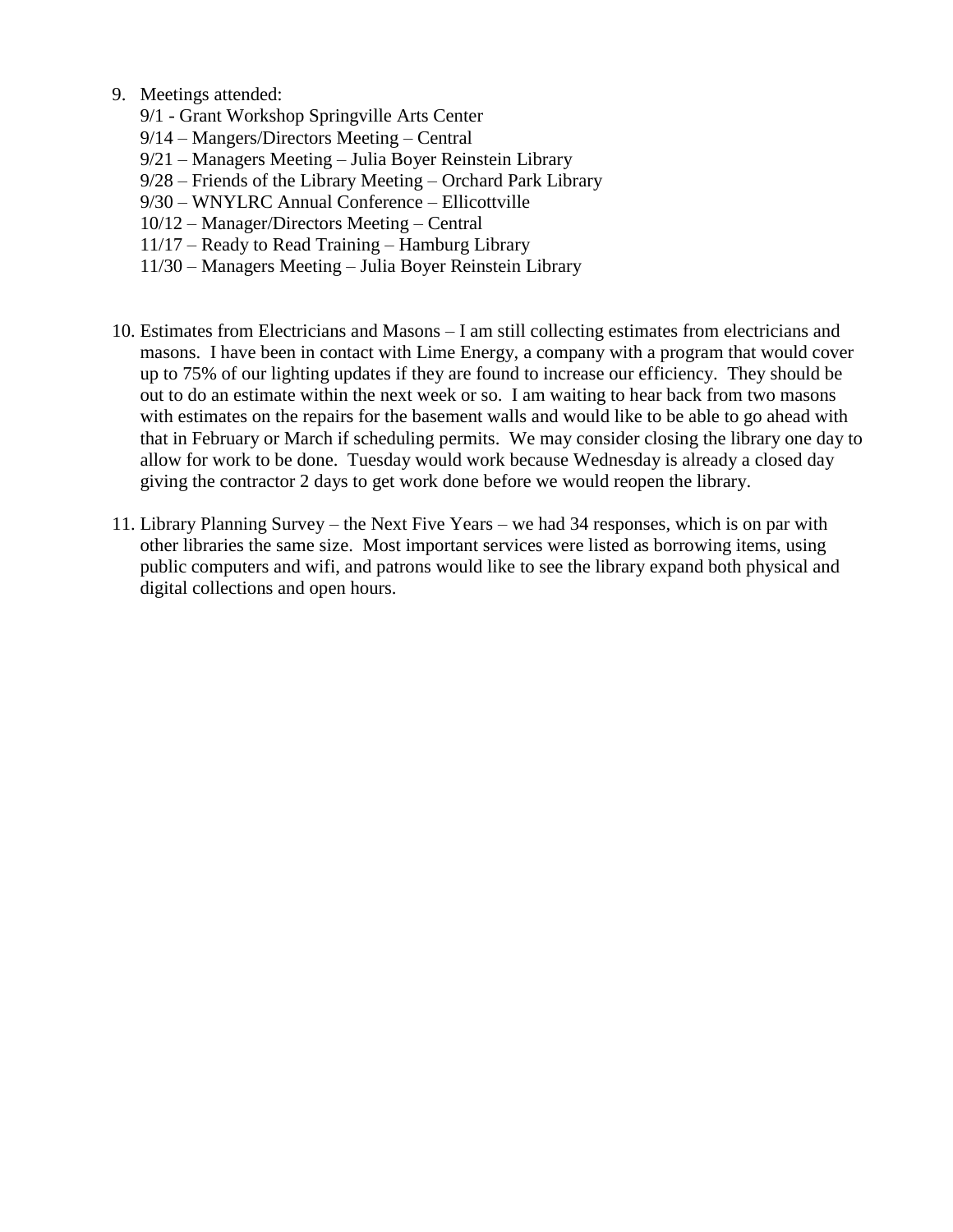9. Meetings attended:
   9/1 - Grant Workshop Springville Arts Center
   9/14 – Mangers/Directors Meeting – Central
   9/21 – Managers Meeting – Julia Boyer Reinstein Library
   9/28 – Friends of the Library Meeting – Orchard Park Library
   9/30 – WNYLRC Annual Conference – Ellicottville
   10/12 – Manager/Directors Meeting – Central
   11/17 – Ready to Read Training – Hamburg Library
   11/30 – Managers Meeting – Julia Boyer Reinstein Library

10. Estimates from Electricians and Masons – I am still collecting estimates from electricians and masons. I have been in contact with Lime Energy, a company with a program that would cover up to 75% of our lighting updates if they are found to increase our efficiency. They should be out to do an estimate within the next week or so. I am waiting to hear back from two masons with estimates on the repairs for the basement walls and would like to be able to go ahead with that in February or March if scheduling permits. We may consider closing the library one day to allow for work to be done. Tuesday would work because Wednesday is already a closed day giving the contractor 2 days to get work done before we would reopen the library.

11. Library Planning Survey – the Next Five Years – we had 34 responses, which is on par with other libraries the same size. Most important services were listed as borrowing items, using public computers and wifi, and patrons would like to see the library expand both physical and digital collections and open hours.